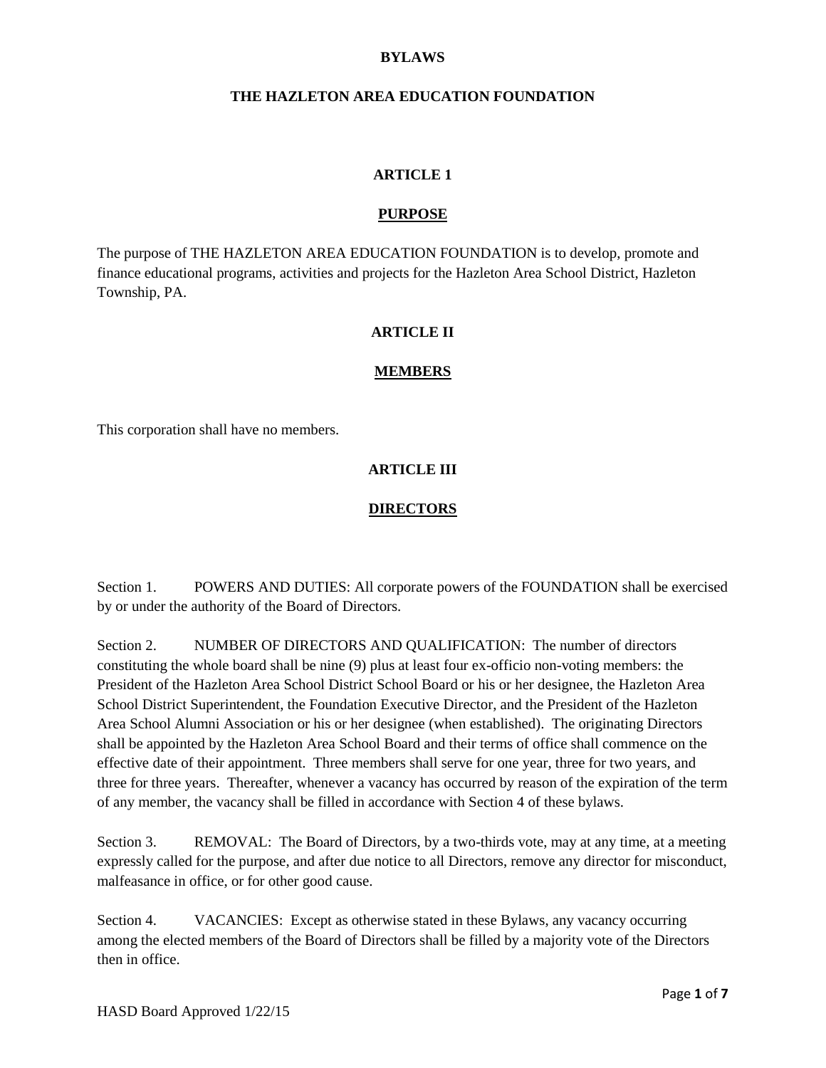# BYLAWS

# THE HAZLETON AREA EDUCATION FOUNDATION

## ARTICLE 1

## PURPOSE

The purpose of THE HAZLETON AREA EDUCATION FOUNDATION is to develop, promote and finance educational programs, activities and projects for the Hazleton Area School District, Hazleton Township, PA.

## ARTICLE II

## MEMBERS

This corporation shall have no members.

## ARTICLE III

## DIRECTORS

Section 1. POWERS AND DUTIES: All corporate powers of the FOUNDATION shall be exercised by or under the authority of the Board of Directors.

Section 2. NUMBER OF DIRECTORS AND QUALIFICATION: The number of directors constituting the whole board shall be nine (9) plus at least four ex-officio non-voting members: the President of the Hazleton Area School District School Board or his or her designee, the Hazleton Area School District Superintendent, the Foundation Executive Director, and the President of the Hazleton Area School Alumni Association or his or her designee (when established). The originating Directors shall be appointed by the Hazleton Area School Board and their terms of office shall commence on the effective date of their appointment. Three members shall serve for one year, three for two years, and three for three years. Thereafter, whenever a vacancy has occurred by reason of the expiration of the term of any member, the vacancy shall be filled in accordance with Section 4 of these bylaws.

Section 3. REMOVAL: The Board of Directors, by a two-thirds vote, may at any time, at a meeting expressly called for the purpose, and after due notice to all Directors, remove any director for misconduct, malfeasance in office, or for other good cause.

Section 4. VACANCIES: Except as otherwise stated in these Bylaws, any vacancy occurring among the elected members of the Board of Directors shall be filled by a majority vote of the Directors then in office.

HASD Board Approved 1/22/15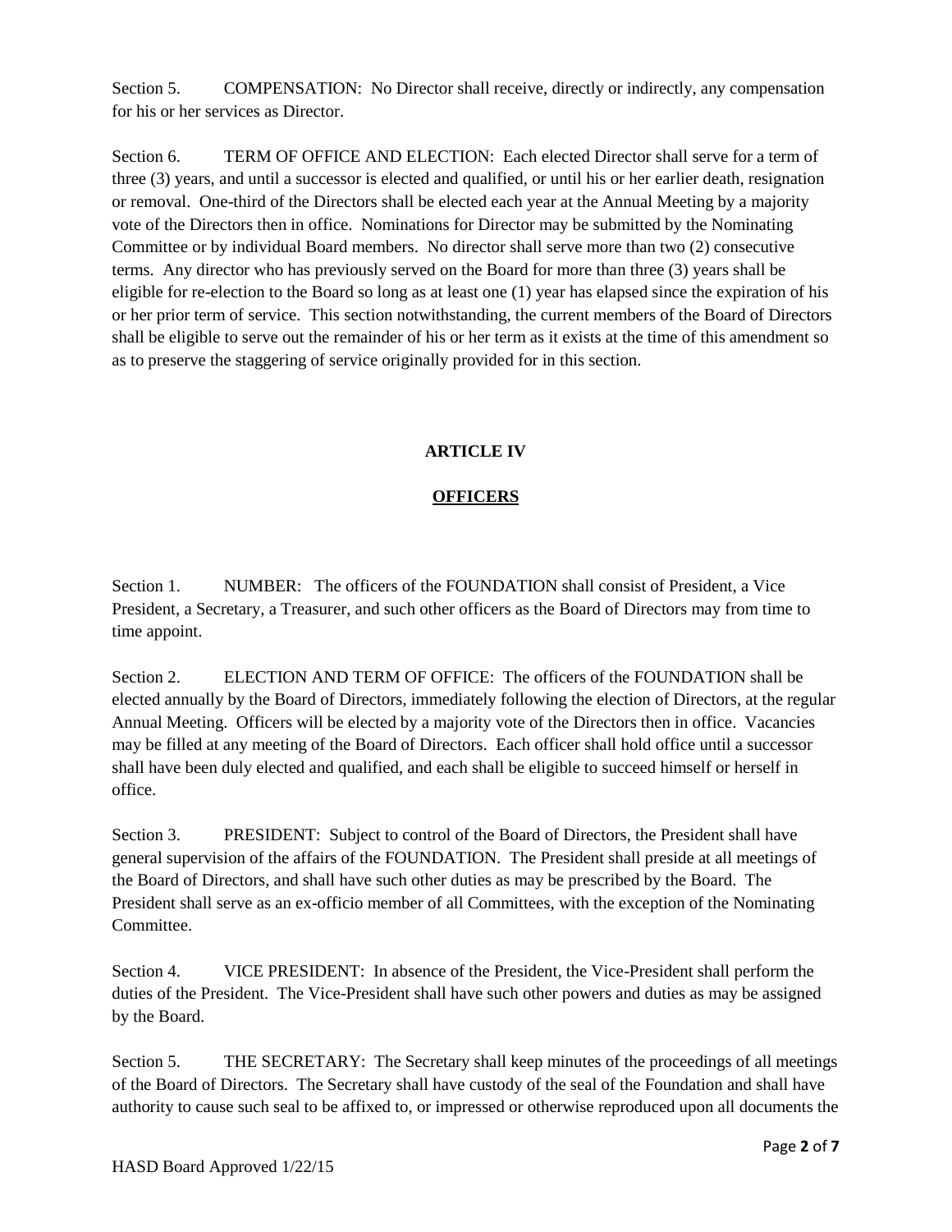Section 5. COMPENSATION: No Director shall receive, directly or indirectly, any compensation for his or her services as Director.

Section 6. TERM OF OFFICE AND ELECTION: Each elected Director shall serve for a term of three (3) years, and until a successor is elected and qualified, or until his or her earlier death, resignation or removal. One-third of the Directors shall be elected each year at the Annual Meeting by a majority vote of the Directors then in office. Nominations for Director may be submitted by the Nominating Committee or by individual Board members. No director shall serve more than two (2) consecutive terms. Any director who has previously served on the Board for more than three (3) years shall be eligible for re-election to the Board so long as at least one (1) year has elapsed since the expiration of his or her prior term of service. This section notwithstanding, the current members of the Board of Directors shall be eligible to serve out the remainder of his or her term as it exists at the time of this amendment so as to preserve the staggering of service originally provided for in this section.

## ARTICLE IV

## OFFICERS

Section 1. NUMBER: The officers of the FOUNDATION shall consist of President, a Vice President, a Secretary, a Treasurer, and such other officers as the Board of Directors may from time to time appoint.

Section 2. ELECTION AND TERM OF OFFICE: The officers of the FOUNDATION shall be elected annually by the Board of Directors, immediately following the election of Directors, at the regular Annual Meeting. Officers will be elected by a majority vote of the Directors then in office. Vacancies may be filled at any meeting of the Board of Directors. Each officer shall hold office until a successor shall have been duly elected and qualified, and each shall be eligible to succeed himself or herself in office.

Section 3. PRESIDENT: Subject to control of the Board of Directors, the President shall have general supervision of the affairs of the FOUNDATION. The President shall preside at all meetings of the Board of Directors, and shall have such other duties as may be prescribed by the Board. The President shall serve as an ex-officio member of all Committees, with the exception of the Nominating Committee.

Section 4. VICE PRESIDENT: In absence of the President, the Vice-President shall perform the duties of the President. The Vice-President shall have such other powers and duties as may be assigned by the Board.

Section 5. THE SECRETARY: The Secretary shall keep minutes of the proceedings of all meetings of the Board of Directors. The Secretary shall have custody of the seal of the Foundation and shall have authority to cause such seal to be affixed to, or impressed or otherwise reproduced upon all documents the

HASD Board Approved 1/22/15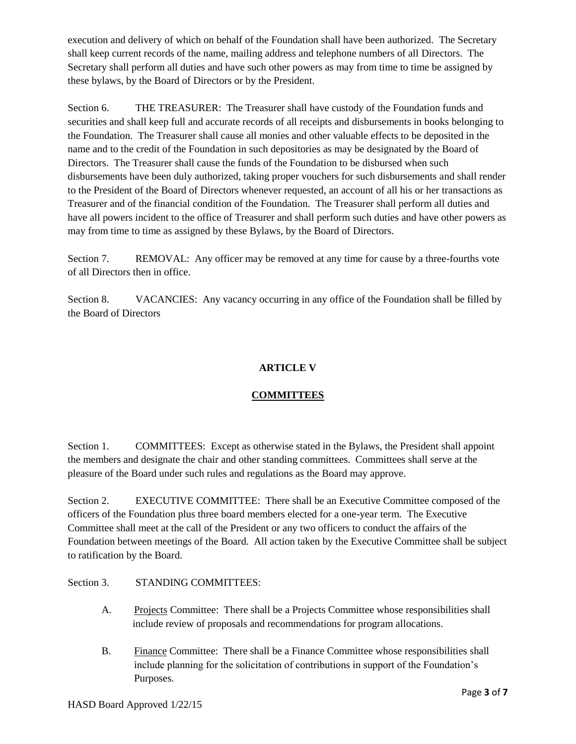execution and delivery of which on behalf of the Foundation shall have been authorized. The Secretary shall keep current records of the name, mailing address and telephone numbers of all Directors. The Secretary shall perform all duties and have such other powers as may from time to time be assigned by these bylaws, by the Board of Directors or by the President.

Section 6. THE TREASURER: The Treasurer shall have custody of the Foundation funds and securities and shall keep full and accurate records of all receipts and disbursements in books belonging to the Foundation. The Treasurer shall cause all monies and other valuable effects to be deposited in the name and to the credit of the Foundation in such depositories as may be designated by the Board of Directors. The Treasurer shall cause the funds of the Foundation to be disbursed when such disbursements have been duly authorized, taking proper vouchers for such disbursements and shall render to the President of the Board of Directors whenever requested, an account of all his or her transactions as Treasurer and of the financial condition of the Foundation. The Treasurer shall perform all duties and have all powers incident to the office of Treasurer and shall perform such duties and have other powers as may from time to time as assigned by these Bylaws, by the Board of Directors.

Section 7. REMOVAL: Any officer may be removed at any time for cause by a three-fourths vote of all Directors then in office.

Section 8. VACANCIES: Any vacancy occurring in any office of the Foundation shall be filled by the Board of Directors

## ARTICLE V

## COMMITTEES

Section 1. COMMITTEES: Except as otherwise stated in the Bylaws, the President shall appoint the members and designate the chair and other standing committees. Committees shall serve at the pleasure of the Board under such rules and regulations as the Board may approve.

Section 2. EXECUTIVE COMMITTEE: There shall be an Executive Committee composed of the officers of the Foundation plus three board members elected for a one-year term. The Executive Committee shall meet at the call of the President or any two officers to conduct the affairs of the Foundation between meetings of the Board. All action taken by the Executive Committee shall be subject to ratification by the Board.

Section 3. STANDING COMMITTEES:

A. Projects Committee: There shall be a Projects Committee whose responsibilities shall include review of proposals and recommendations for program allocations.

B. Finance Committee: There shall be a Finance Committee whose responsibilities shall include planning for the solicitation of contributions in support of the Foundation's Purposes.

HASD Board Approved 1/22/15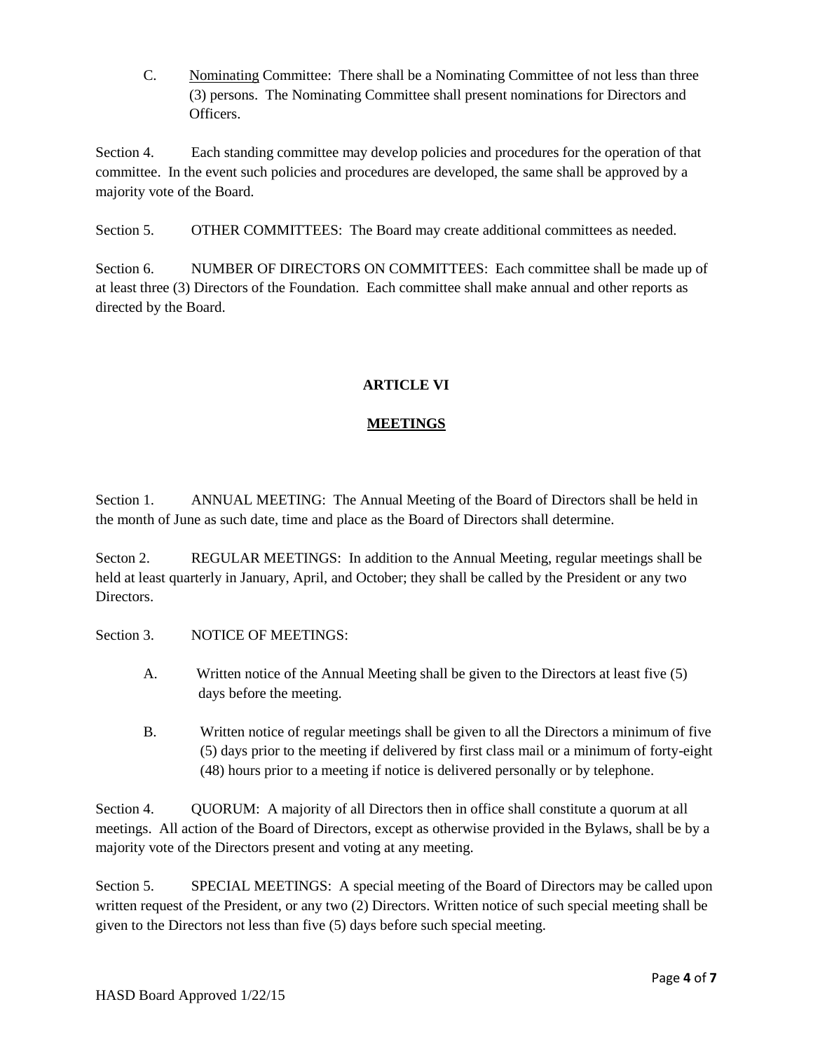C. <u>Nominating</u> Committee: There shall be a Nominating Committee of not less than three (3) persons. The Nominating Committee shall present nominations for Directors and Officers.

Section 4. Each standing committee may develop policies and procedures for the operation of that committee. In the event such policies and procedures are developed, the same shall be approved by a majority vote of the Board.

Section 5. OTHER COMMITTEES: The Board may create additional committees as needed.

Section 6. NUMBER OF DIRECTORS ON COMMITTEES: Each committee shall be made up of at least three (3) Directors of the Foundation. Each committee shall make annual and other reports as directed by the Board.

## ARTICLE VI

## <u>MEETINGS</u>

Section 1. ANNUAL MEETING: The Annual Meeting of the Board of Directors shall be held in the month of June as such date, time and place as the Board of Directors shall determine.

Secton 2. REGULAR MEETINGS: In addition to the Annual Meeting, regular meetings shall be held at least quarterly in January, April, and October; they shall be called by the President or any two Directors.

Section 3. NOTICE OF MEETINGS:

A. Written notice of the Annual Meeting shall be given to the Directors at least five (5) days before the meeting.

B. Written notice of regular meetings shall be given to all the Directors a minimum of five (5) days prior to the meeting if delivered by first class mail or a minimum of forty-eight (48) hours prior to a meeting if notice is delivered personally or by telephone.

Section 4. QUORUM: A majority of all Directors then in office shall constitute a quorum at all meetings. All action of the Board of Directors, except as otherwise provided in the Bylaws, shall be by a majority vote of the Directors present and voting at any meeting.

Section 5. SPECIAL MEETINGS: A special meeting of the Board of Directors may be called upon written request of the President, or any two (2) Directors. Written notice of such special meeting shall be given to the Directors not less than five (5) days before such special meeting.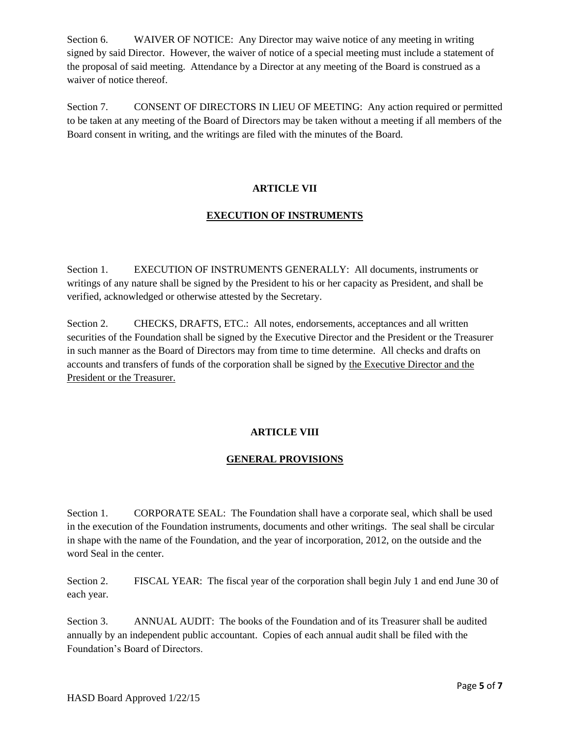Section 6. WAIVER OF NOTICE: Any Director may waive notice of any meeting in writing signed by said Director. However, the waiver of notice of a special meeting must include a statement of the proposal of said meeting. Attendance by a Director at any meeting of the Board is construed as a waiver of notice thereof.

Section 7. CONSENT OF DIRECTORS IN LIEU OF MEETING: Any action required or permitted to be taken at any meeting of the Board of Directors may be taken without a meeting if all members of the Board consent in writing, and the writings are filed with the minutes of the Board.

## ARTICLE VII

## EXECUTION OF INSTRUMENTS

Section 1. EXECUTION OF INSTRUMENTS GENERALLY: All documents, instruments or writings of any nature shall be signed by the President to his or her capacity as President, and shall be verified, acknowledged or otherwise attested by the Secretary.

Section 2. CHECKS, DRAFTS, ETC.: All notes, endorsements, acceptances and all written securities of the Foundation shall be signed by the Executive Director and the President or the Treasurer in such manner as the Board of Directors may from time to time determine. All checks and drafts on accounts and transfers of funds of the corporation shall be signed by the Executive Director and the President or the Treasurer.

## ARTICLE VIII

## GENERAL PROVISIONS

Section 1. CORPORATE SEAL: The Foundation shall have a corporate seal, which shall be used in the execution of the Foundation instruments, documents and other writings. The seal shall be circular in shape with the name of the Foundation, and the year of incorporation, 2012, on the outside and the word Seal in the center.

Section 2. FISCAL YEAR: The fiscal year of the corporation shall begin July 1 and end June 30 of each year.

Section 3. ANNUAL AUDIT: The books of the Foundation and of its Treasurer shall be audited annually by an independent public accountant. Copies of each annual audit shall be filed with the Foundation's Board of Directors.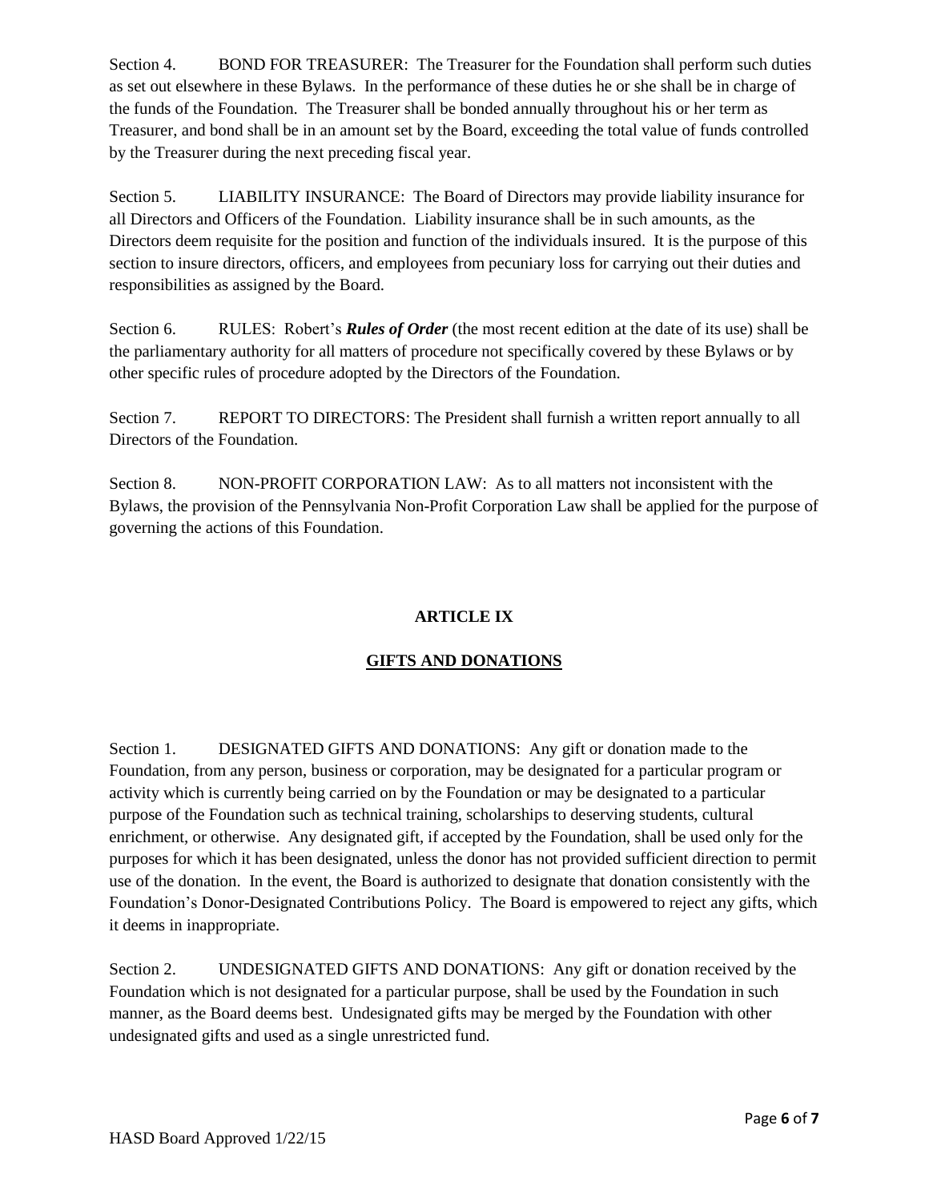Section 4. BOND FOR TREASURER: The Treasurer for the Foundation shall perform such duties as set out elsewhere in these Bylaws. In the performance of these duties he or she shall be in charge of the funds of the Foundation. The Treasurer shall be bonded annually throughout his or her term as Treasurer, and bond shall be in an amount set by the Board, exceeding the total value of funds controlled by the Treasurer during the next preceding fiscal year.

Section 5. LIABILITY INSURANCE: The Board of Directors may provide liability insurance for all Directors and Officers of the Foundation. Liability insurance shall be in such amounts, as the Directors deem requisite for the position and function of the individuals insured. It is the purpose of this section to insure directors, officers, and employees from pecuniary loss for carrying out their duties and responsibilities as assigned by the Board.

Section 6. RULES: Robert's ***Rules of Order*** (the most recent edition at the date of its use) shall be the parliamentary authority for all matters of procedure not specifically covered by these Bylaws or by other specific rules of procedure adopted by the Directors of the Foundation.

Section 7. REPORT TO DIRECTORS: The President shall furnish a written report annually to all Directors of the Foundation.

Section 8. NON-PROFIT CORPORATION LAW: As to all matters not inconsistent with the Bylaws, the provision of the Pennsylvania Non-Profit Corporation Law shall be applied for the purpose of governing the actions of this Foundation.

## ARTICLE IX

## GIFTS AND DONATIONS

Section 1. DESIGNATED GIFTS AND DONATIONS: Any gift or donation made to the Foundation, from any person, business or corporation, may be designated for a particular program or activity which is currently being carried on by the Foundation or may be designated to a particular purpose of the Foundation such as technical training, scholarships to deserving students, cultural enrichment, or otherwise. Any designated gift, if accepted by the Foundation, shall be used only for the purposes for which it has been designated, unless the donor has not provided sufficient direction to permit use of the donation. In the event, the Board is authorized to designate that donation consistently with the Foundation's Donor-Designated Contributions Policy. The Board is empowered to reject any gifts, which it deems in inappropriate.

Section 2. UNDESIGNATED GIFTS AND DONATIONS: Any gift or donation received by the Foundation which is not designated for a particular purpose, shall be used by the Foundation in such manner, as the Board deems best. Undesignated gifts may be merged by the Foundation with other undesignated gifts and used as a single unrestricted fund.

HASD Board Approved 1/22/15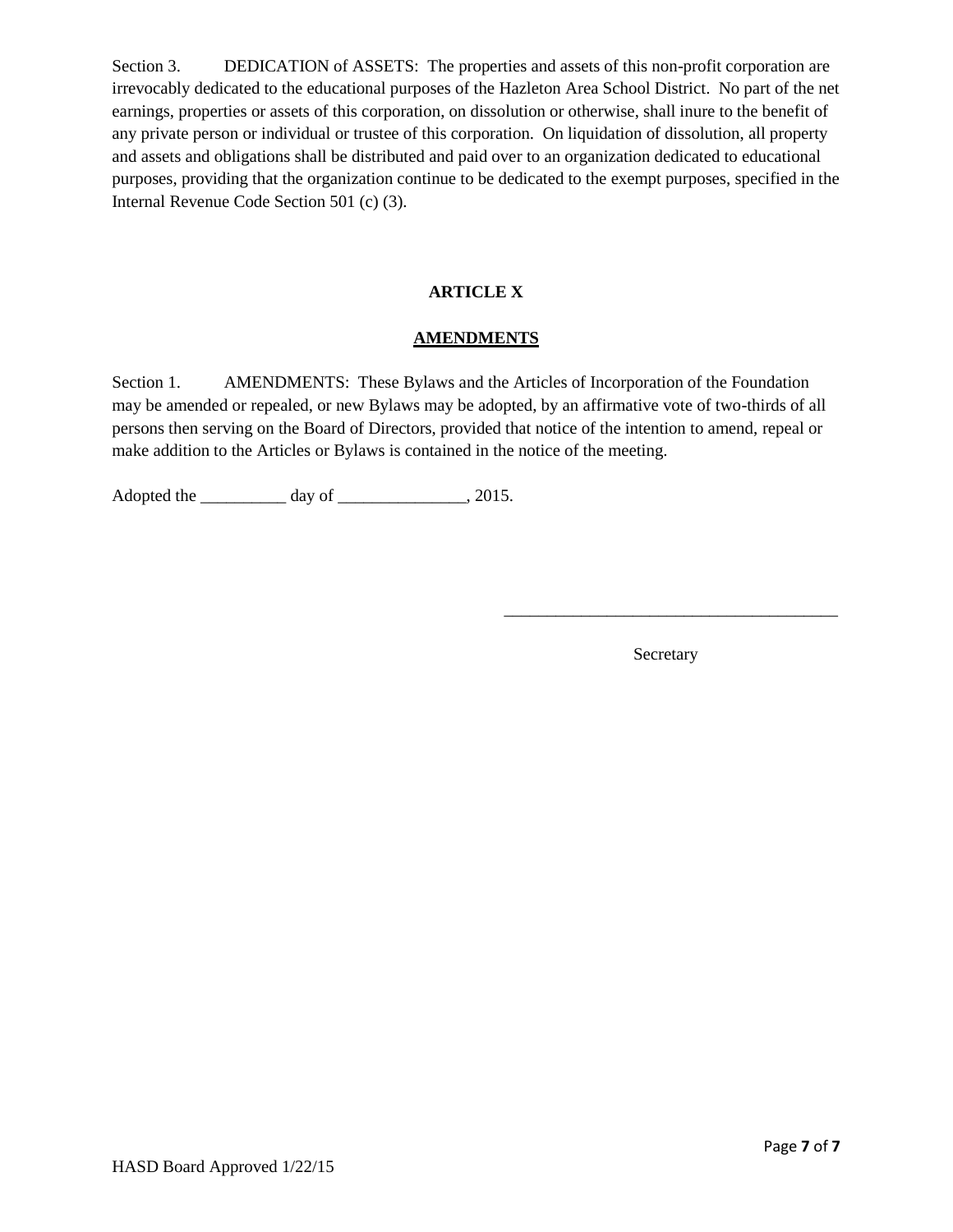Section 3. DEDICATION of ASSETS: The properties and assets of this non-profit corporation are irrevocably dedicated to the educational purposes of the Hazleton Area School District. No part of the net earnings, properties or assets of this corporation, on dissolution or otherwise, shall inure to the benefit of any private person or individual or trustee of this corporation. On liquidation of dissolution, all property and assets and obligations shall be distributed and paid over to an organization dedicated to educational purposes, providing that the organization continue to be dedicated to the exempt purposes, specified in the Internal Revenue Code Section 501 (c) (3).

## ARTICLE X

## AMENDMENTS

Section 1. AMENDMENTS: These Bylaws and the Articles of Incorporation of the Foundation may be amended or repealed, or new Bylaws may be adopted, by an affirmative vote of two-thirds of all persons then serving on the Board of Directors, provided that notice of the intention to amend, repeal or make addition to the Articles or Bylaws is contained in the notice of the meeting.

Adopted the __________ day of _______________, 2015.

________________________________________

Secretary

HASD Board Approved 1/22/15